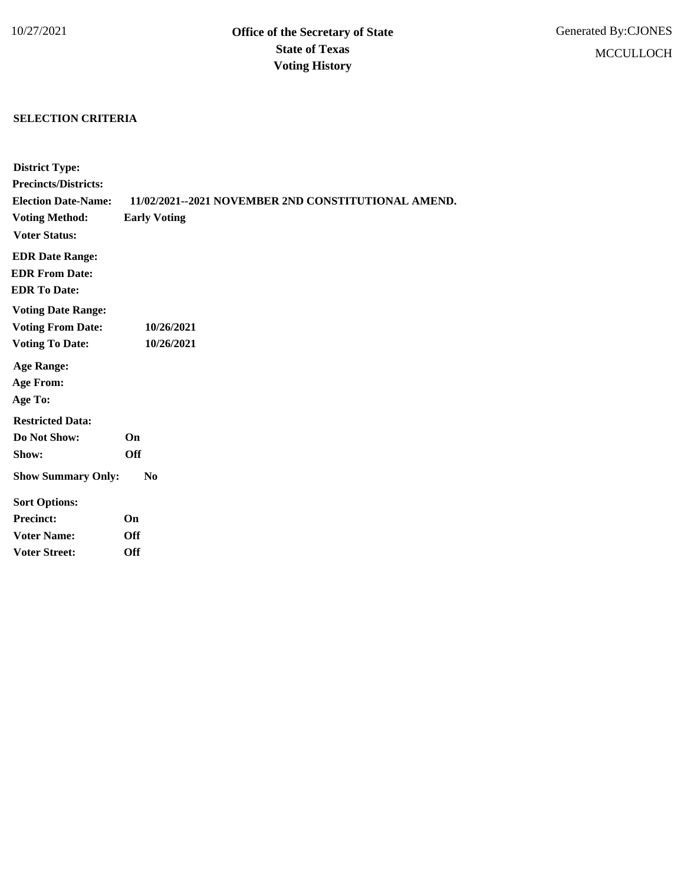10/27/2021

**Office of the Secretary of State**
**State of Texas**
**Voting History**

Generated By:CJONES

MCCULLOCH

**SELECTION CRITERIA**

**District Type:**
**Precincts/Districts:**
**Election Date-Name:** **11/02/2021--2021 NOVEMBER 2ND CONSTITUTIONAL AMEND.**
**Voting Method:** **Early Voting**
**Voter Status:**

**EDR Date Range:**
**EDR From Date:**
**EDR To Date:**

**Voting Date Range:**
**Voting From Date:** **10/26/2021**
**Voting To Date:** **10/26/2021**

**Age Range:**
**Age From:**
**Age To:**

**Restricted Data:**
**Do Not Show:** **On**
**Show:** **Off**

**Show Summary Only:** **No**

**Sort Options:**
**Precinct:** **On**
**Voter Name:** **Off**
**Voter Street:** **Off**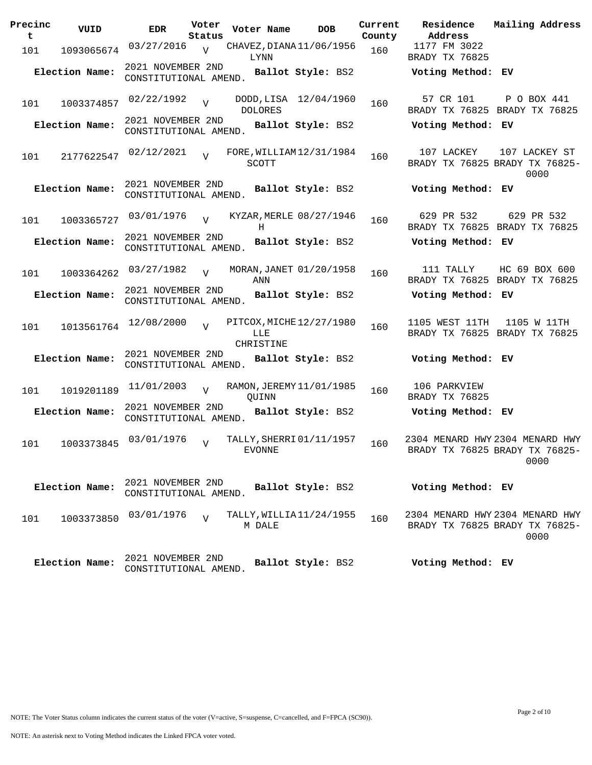| Precinct | VUID | EDR | Voter Status | Voter Name | DOB | Current County | Residence Address | Mailing Address |
|---|---|---|---|---|---|---|---|---|
| 101 | 1093065674 | 03/27/2016 | V | CHAVEZ,DIANA LYNN | 11/06/1956 | 160 | 1177 FM 3022 BRADY TX 76825 | |
| Election Name: | | 2021 NOVEMBER 2ND CONSTITUTIONAL AMEND. | | Ballot Style: BS2 | | | Voting Method: EV | |
| 101 | 1003374857 | 02/22/1992 | V | DODD,LISA DOLORES | 12/04/1960 | 160 | 57 CR 101 BRADY TX 76825 | P O BOX 441 BRADY TX 76825 |
| Election Name: | | 2021 NOVEMBER 2ND CONSTITUTIONAL AMEND. | | Ballot Style: BS2 | | | Voting Method: EV | |
| 101 | 2177622547 | 02/12/2021 | V | FORE,WILLIAM SCOTT | 12/31/1984 | 160 | 107 LACKEY BRADY TX 76825 | 107 LACKEY ST BRADY TX 76825-0000 |
| Election Name: | | 2021 NOVEMBER 2ND CONSTITUTIONAL AMEND. | | Ballot Style: BS2 | | | Voting Method: EV | |
| 101 | 1003365727 | 03/01/1976 | V | KYZAR,MERLE H | 08/27/1946 | 160 | 629 PR 532 BRADY TX 76825 | 629 PR 532 BRADY TX 76825 |
| Election Name: | | 2021 NOVEMBER 2ND CONSTITUTIONAL AMEND. | | Ballot Style: BS2 | | | Voting Method: EV | |
| 101 | 1003364262 | 03/27/1982 | V | MORAN,JANET ANN | 01/20/1958 | 160 | 111 TALLY BRADY TX 76825 | HC 69 BOX 600 BRADY TX 76825 |
| Election Name: | | 2021 NOVEMBER 2ND CONSTITUTIONAL AMEND. | | Ballot Style: BS2 | | | Voting Method: EV | |
| 101 | 1013561764 | 12/08/2000 | V | PITCOX,MICHELLE CHRISTINE | 12/27/1980 | 160 | 1105 WEST 11TH BRADY TX 76825 | 1105 W 11TH BRADY TX 76825 |
| Election Name: | | 2021 NOVEMBER 2ND CONSTITUTIONAL AMEND. | | Ballot Style: BS2 | | | Voting Method: EV | |
| 101 | 1019201189 | 11/01/2003 | V | RAMON,JEREMY QUINN | 11/01/1985 | 160 | 106 PARKVIEW BRADY TX 76825 | |
| Election Name: | | 2021 NOVEMBER 2ND CONSTITUTIONAL AMEND. | | Ballot Style: BS2 | | | Voting Method: EV | |
| 101 | 1003373845 | 03/01/1976 | V | TALLY,SHERRI EVONNE | 01/11/1957 | 160 | 2304 MENARD HWY BRADY TX 76825 | 2304 MENARD HWY BRADY TX 76825-0000 |
| Election Name: | | 2021 NOVEMBER 2ND CONSTITUTIONAL AMEND. | | Ballot Style: BS2 | | | Voting Method: EV | |
| 101 | 1003373850 | 03/01/1976 | V | TALLY,WILLIAM DALE | 11/24/1955 | 160 | 2304 MENARD HWY BRADY TX 76825 | 2304 MENARD HWY BRADY TX 76825-0000 |
| Election Name: | | 2021 NOVEMBER 2ND CONSTITUTIONAL AMEND. | | Ballot Style: BS2 | | | Voting Method: EV | |

NOTE: The Voter Status column indicates the current status of the voter (V=active, S=suspense, C=cancelled, and F=FPCA (SC90)).

NOTE: An asterisk next to Voting Method indicates the Linked FPCA voter voted.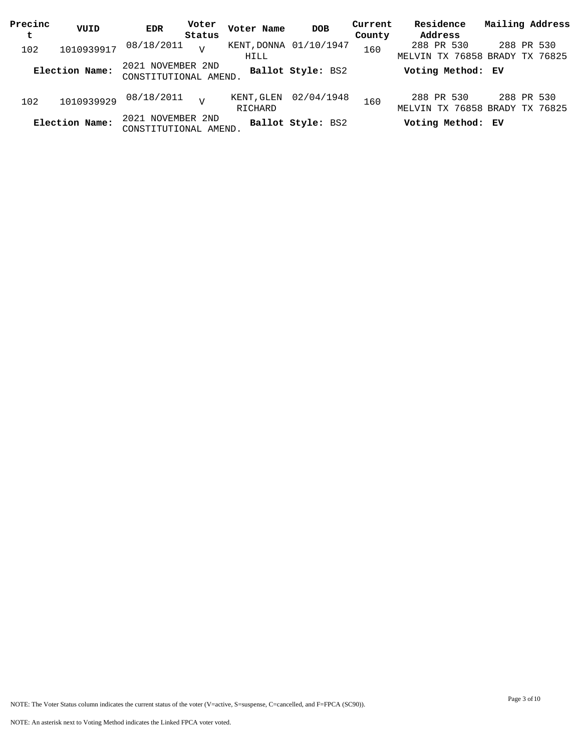| Precinct | VUID | EDR | Voter Status | Voter Name | DOB | Current County | Residence Address | Mailing Address |
|---|---|---|---|---|---|---|---|---|
| 102 | 1010939917 | 08/18/2011 | V | KENT,DONNA HILL | 01/10/1947 | 160 | 288 PR 530 MELVIN TX 76858 | 288 PR 530 BRADY TX 76825 |
| **Election Name:** | 2021 NOVEMBER 2ND CONSTITUTIONAL AMEND. | | | **Ballot Style:** BS2 | | | **Voting Method:** EV | |
| 102 | 1010939929 | 08/18/2011 | V | KENT,GLEN RICHARD | 02/04/1948 | 160 | 288 PR 530 MELVIN TX 76858 | 288 PR 530 BRADY TX 76825 |
| **Election Name:** | 2021 NOVEMBER 2ND CONSTITUTIONAL AMEND. | | | **Ballot Style:** BS2 | | | **Voting Method:** EV | |

NOTE: The Voter Status column indicates the current status of the voter (V=active, S=suspense, C=cancelled, and F=FPCA (SC90)).

NOTE: An asterisk next to Voting Method indicates the Linked FPCA voter voted.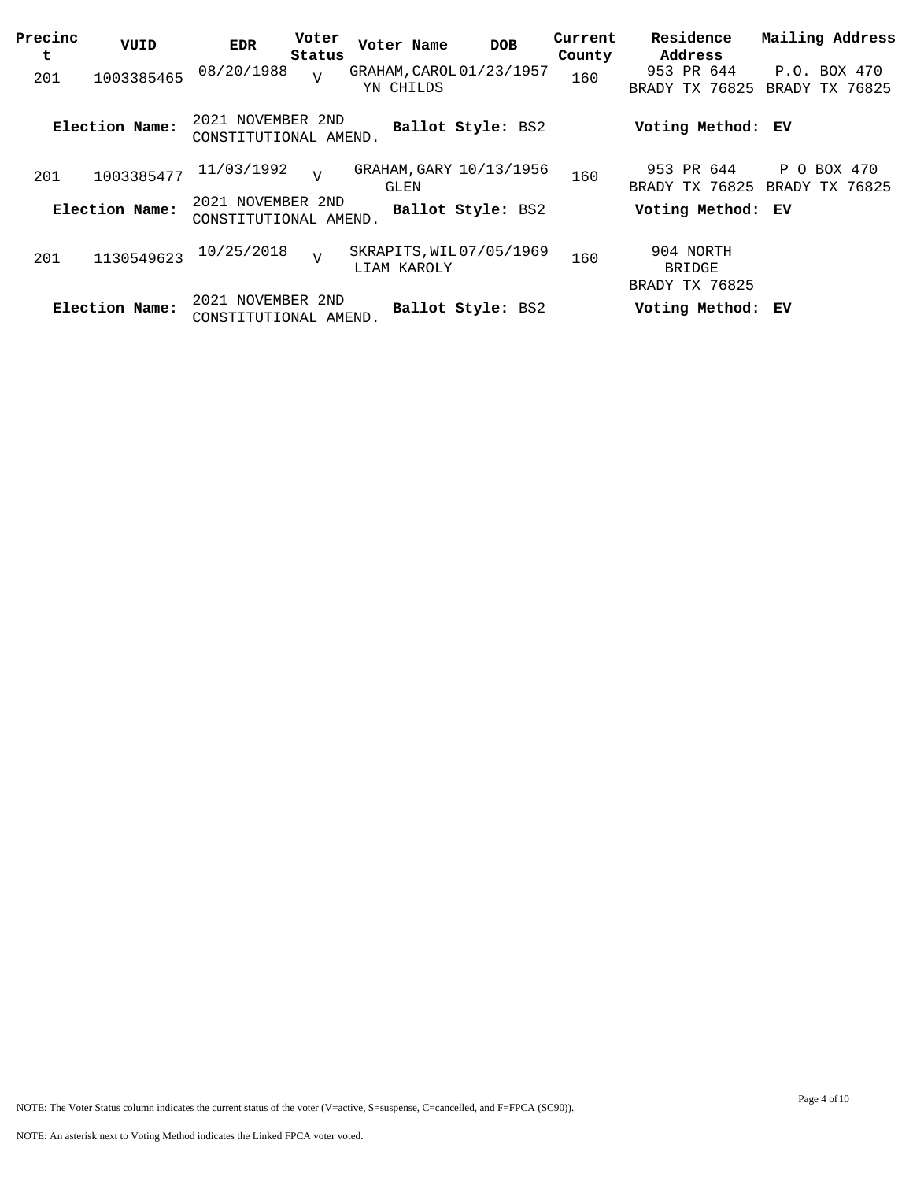| Precinct | VUID | EDR | Voter Status | Voter Name | DOB | Current County | Residence Address | Mailing Address |
|---|---|---|---|---|---|---|---|---|
| 201 | 1003385465 | 08/20/1988 | V | GRAHAM, CAROLYN CHILDS | 01/23/1957 | 160 | 953 PR 644 BRADY TX 76825 | P.O. BOX 470 BRADY TX 76825 |
| **Election Name:** | 2021 NOVEMBER 2ND CONSTITUTIONAL AMEND. | | | **Ballot Style:** BS2 | | | **Voting Method:** | **EV** |
| 201 | 1003385477 | 11/03/1992 | V | GRAHAM, GARY GLEN | 10/13/1956 | 160 | 953 PR 644 BRADY TX 76825 | P O BOX 470 BRADY TX 76825 |
| **Election Name:** | 2021 NOVEMBER 2ND CONSTITUTIONAL AMEND. | | | **Ballot Style:** BS2 | | | **Voting Method:** | **EV** |
| 201 | 1130549623 | 10/25/2018 | V | SKRAPITS, WILLIAM KAROLY | 07/05/1969 | 160 | 904 NORTH BRIDGE BRADY TX 76825 | |
| **Election Name:** | 2021 NOVEMBER 2ND CONSTITUTIONAL AMEND. | | | **Ballot Style:** BS2 | | | **Voting Method:** | **EV** |

NOTE: The Voter Status column indicates the current status of the voter (V=active, S=suspense, C=cancelled, and F=FPCA (SC90)).

NOTE: An asterisk next to Voting Method indicates the Linked FPCA voter voted.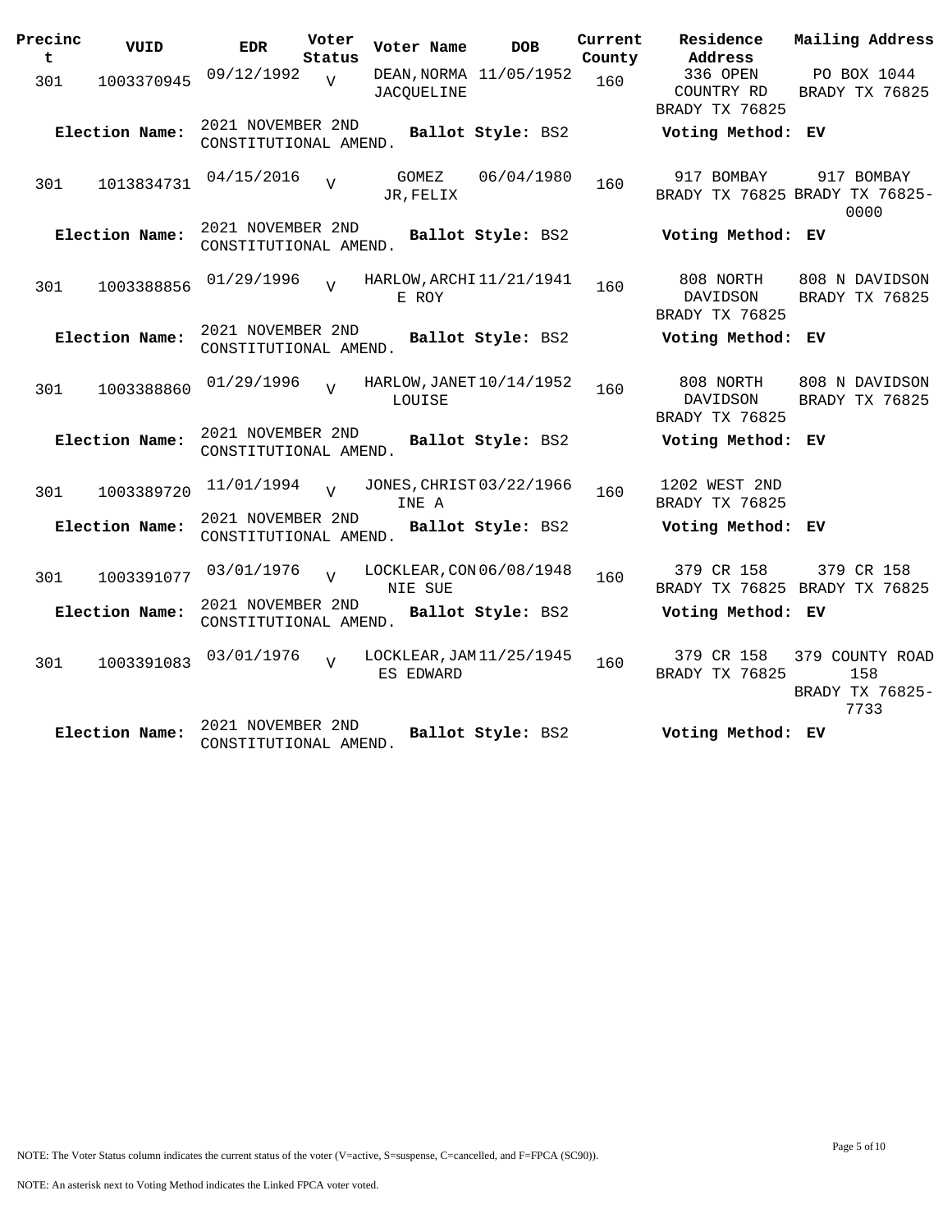| Precinct | VUID | EDR | Voter Status | Voter Name | DOB | Current County | Residence Address | Mailing Address |
|---|---|---|---|---|---|---|---|---|
| 301 | 1003370945 | 09/12/1992 | V | DEAN,NORMA JACQUELINE | 11/05/1952 | 160 | 336 OPEN COUNTRY RD BRADY TX 76825 | PO BOX 1044 BRADY TX 76825 |
| **Election Name:** | | 2021 NOVEMBER 2ND CONSTITUTIONAL AMEND. | | **Ballot Style:** BS2 | | | **Voting Method:** EV | |
| 301 | 1013834731 | 04/15/2016 | V | GOMEZ JR,FELIX | 06/04/1980 | 160 | 917 BOMBAY BRADY TX 76825 | 917 BOMBAY BRADY TX 76825-0000 |
| **Election Name:** | | 2021 NOVEMBER 2ND CONSTITUTIONAL AMEND. | | **Ballot Style:** BS2 | | | **Voting Method:** EV | |
| 301 | 1003388856 | 01/29/1996 | V | HARLOW,ARCHIE ROY | 11/21/1941 | 160 | 808 NORTH DAVIDSON BRADY TX 76825 | 808 N DAVIDSON BRADY TX 76825 |
| **Election Name:** | | 2021 NOVEMBER 2ND CONSTITUTIONAL AMEND. | | **Ballot Style:** BS2 | | | **Voting Method:** EV | |
| 301 | 1003388860 | 01/29/1996 | V | HARLOW,JANET LOUISE | 10/14/1952 | 160 | 808 NORTH DAVIDSON BRADY TX 76825 | 808 N DAVIDSON BRADY TX 76825 |
| **Election Name:** | | 2021 NOVEMBER 2ND CONSTITUTIONAL AMEND. | | **Ballot Style:** BS2 | | | **Voting Method:** EV | |
| 301 | 1003389720 | 11/01/1994 | V | JONES,CHRISTINE A | 03/22/1966 | 160 | 1202 WEST 2ND BRADY TX 76825 | |
| **Election Name:** | | 2021 NOVEMBER 2ND CONSTITUTIONAL AMEND. | | **Ballot Style:** BS2 | | | **Voting Method:** EV | |
| 301 | 1003391077 | 03/01/1976 | V | LOCKLEAR,CONNIE SUE | 06/08/1948 | 160 | 379 CR 158 BRADY TX 76825 | 379 CR 158 BRADY TX 76825 |
| **Election Name:** | | 2021 NOVEMBER 2ND CONSTITUTIONAL AMEND. | | **Ballot Style:** BS2 | | | **Voting Method:** EV | |
| 301 | 1003391083 | 03/01/1976 | V | LOCKLEAR,JAMES EDWARD | 11/25/1945 | 160 | 379 CR 158 BRADY TX 76825 | 379 COUNTY ROAD 158 BRADY TX 76825-7733 |
| **Election Name:** | | 2021 NOVEMBER 2ND CONSTITUTIONAL AMEND. | | **Ballot Style:** BS2 | | | **Voting Method:** EV | |

NOTE: The Voter Status column indicates the current status of the voter (V=active, S=suspense, C=cancelled, and F=FPCA (SC90)).

NOTE: An asterisk next to Voting Method indicates the Linked FPCA voter voted.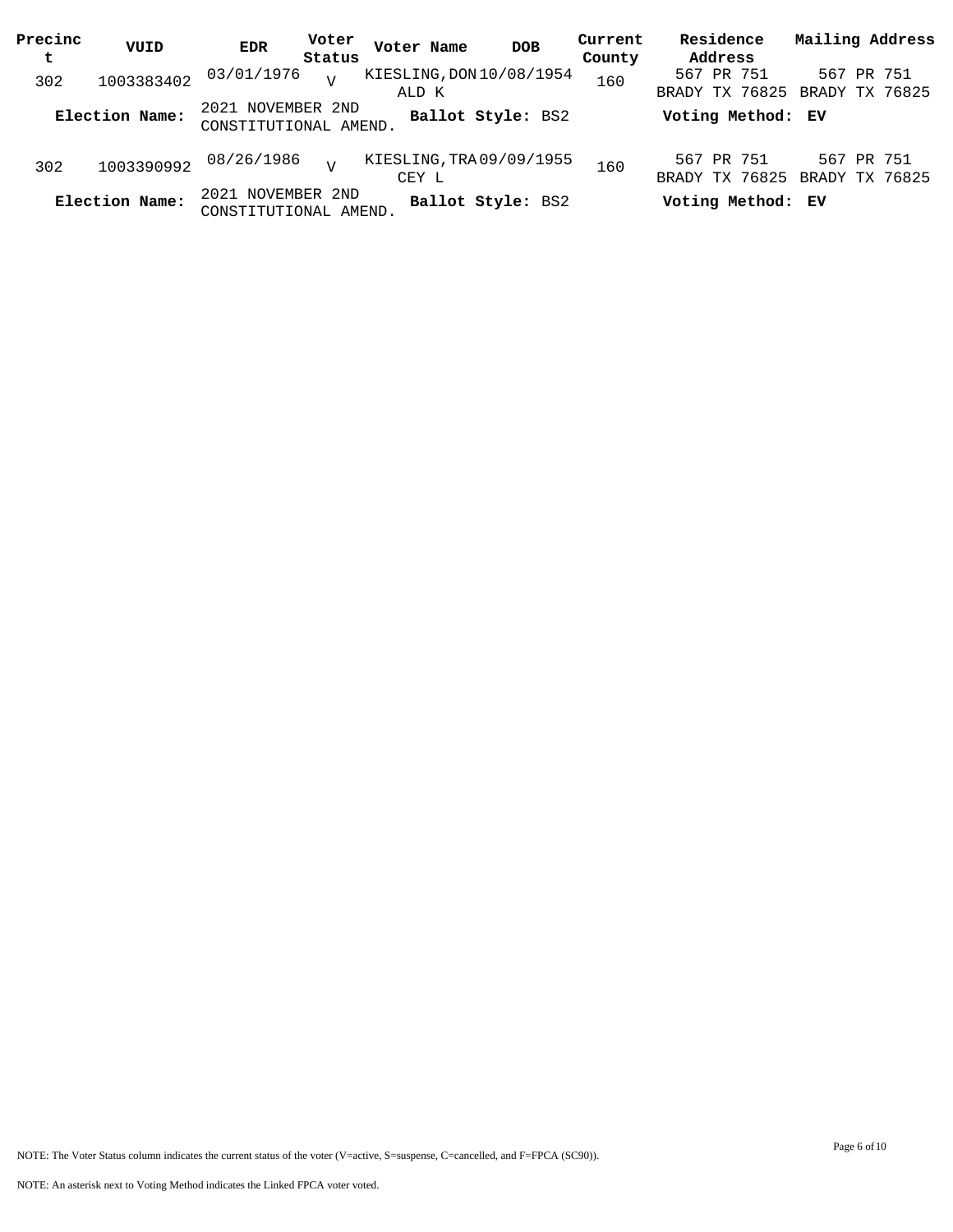| Precinct | VUID | EDR | Voter Status | Voter Name | DOB | Current County | Residence Address | Mailing Address |
|---|---|---|---|---|---|---|---|---|
| 302 | 1003383402 | 03/01/1976 | V | KIESLING, DONALD K | 10/08/1954 | 160 | 567 PR 751 BRADY TX 76825 | 567 PR 751 BRADY TX 76825 |
| **Election Name:** | 2021 NOVEMBER 2ND CONSTITUTIONAL AMEND. | | | **Ballot Style:** BS2 | | | **Voting Method:** EV | |
| 302 | 1003390992 | 08/26/1986 | V | KIESLING, TRACEY L | 09/09/1955 | 160 | 567 PR 751 BRADY TX 76825 | 567 PR 751 BRADY TX 76825 |
| **Election Name:** | 2021 NOVEMBER 2ND CONSTITUTIONAL AMEND. | | | **Ballot Style:** BS2 | | | **Voting Method:** EV | |

NOTE: The Voter Status column indicates the current status of the voter (V=active, S=suspense, C=cancelled, and F=FPCA (SC90)).

NOTE: An asterisk next to Voting Method indicates the Linked FPCA voter voted.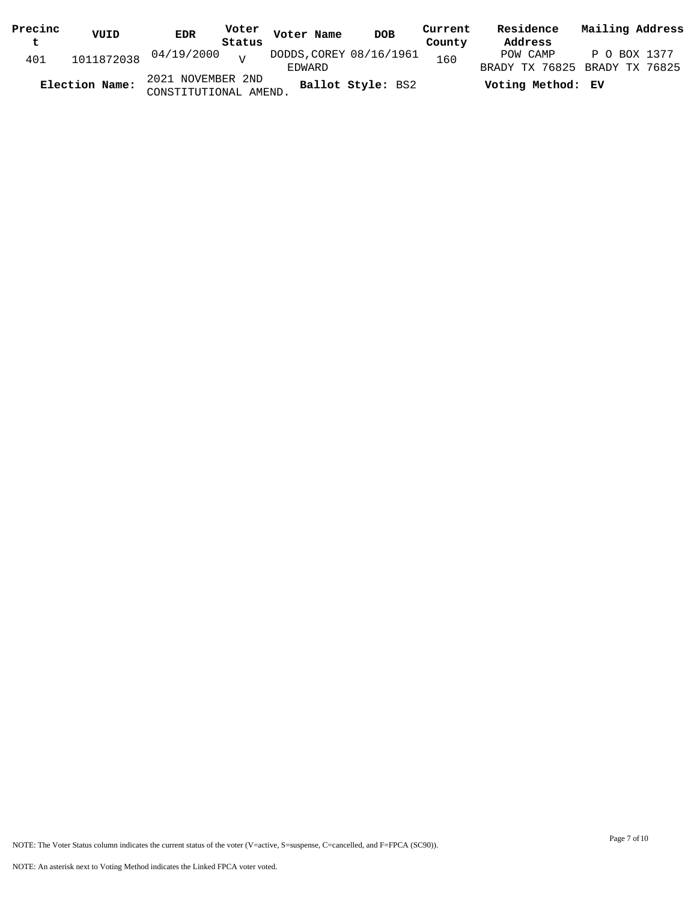| Precinct | VUID | EDR | Voter Status | Voter Name | DOB | Current County | Residence Address | Mailing Address |
| --- | --- | --- | --- | --- | --- | --- | --- | --- |
| 401 | 1011872038 | 04/19/2000 | V | DODDS,COREY EDWARD | 08/16/1961 | 160 | POW CAMP BRADY TX 76825 | P O BOX 1377 BRADY TX 76825 |

**Election Name:** 2021 NOVEMBER 2ND CONSTITUTIONAL AMEND. **Ballot Style:** BS2 **Voting Method:** **EV**

NOTE: The Voter Status column indicates the current status of the voter (V=active, S=suspense, C=cancelled, and F=FPCA (SC90)).

NOTE: An asterisk next to Voting Method indicates the Linked FPCA voter voted.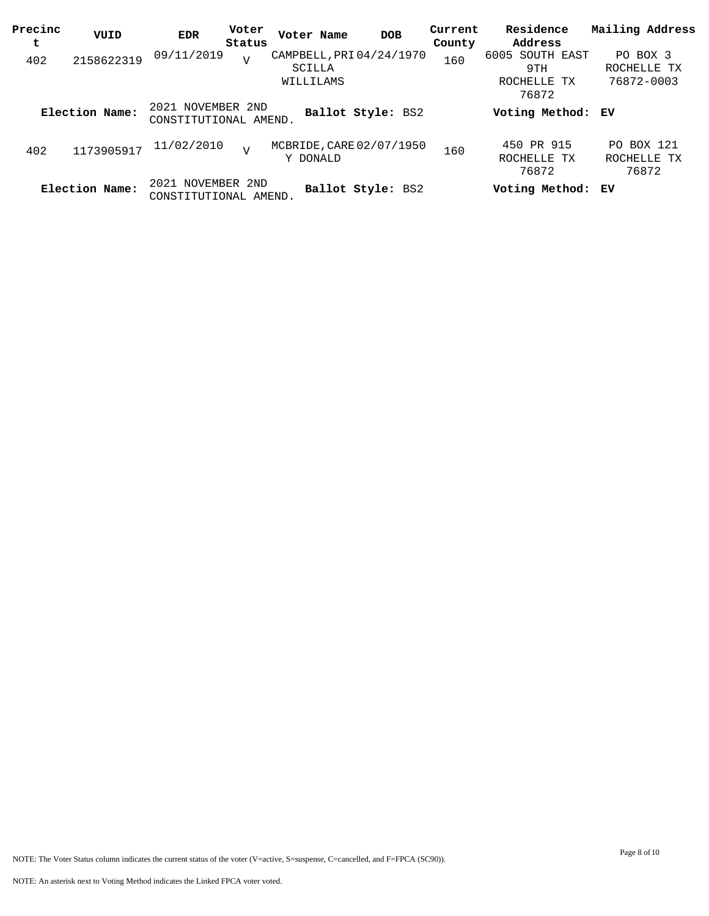| Precinct | VUID | EDR | Voter Status | Voter Name | DOB | Current County | Residence Address | Mailing Address |
|---|---|---|---|---|---|---|---|---|
| 402 | 2158622319 | 09/11/2019 | V | CAMPBELL, PRISCILLA WILLILAMS | 04/24/1970 | 160 | 6005 SOUTH EAST 9TH ROCHELLE TX 76872 | PO BOX 3 ROCHELLE TX 76872-0003 |
| **Election Name:** | 2021 NOVEMBER 2ND CONSTITUTIONAL AMEND. | | | **Ballot Style:** BS2 | | | **Voting Method:** | **EV** |
| 402 | 1173905917 | 11/02/2010 | V | MCBRIDE, CAREY DONALD | 02/07/1950 | 160 | 450 PR 915 ROCHELLE TX 76872 | PO BOX 121 ROCHELLE TX 76872 |
| **Election Name:** | 2021 NOVEMBER 2ND CONSTITUTIONAL AMEND. | | | **Ballot Style:** BS2 | | | **Voting Method:** | **EV** |

NOTE: The Voter Status column indicates the current status of the voter (V=active, S=suspense, C=cancelled, and F=FPCA (SC90)).

NOTE: An asterisk next to Voting Method indicates the Linked FPCA voter voted.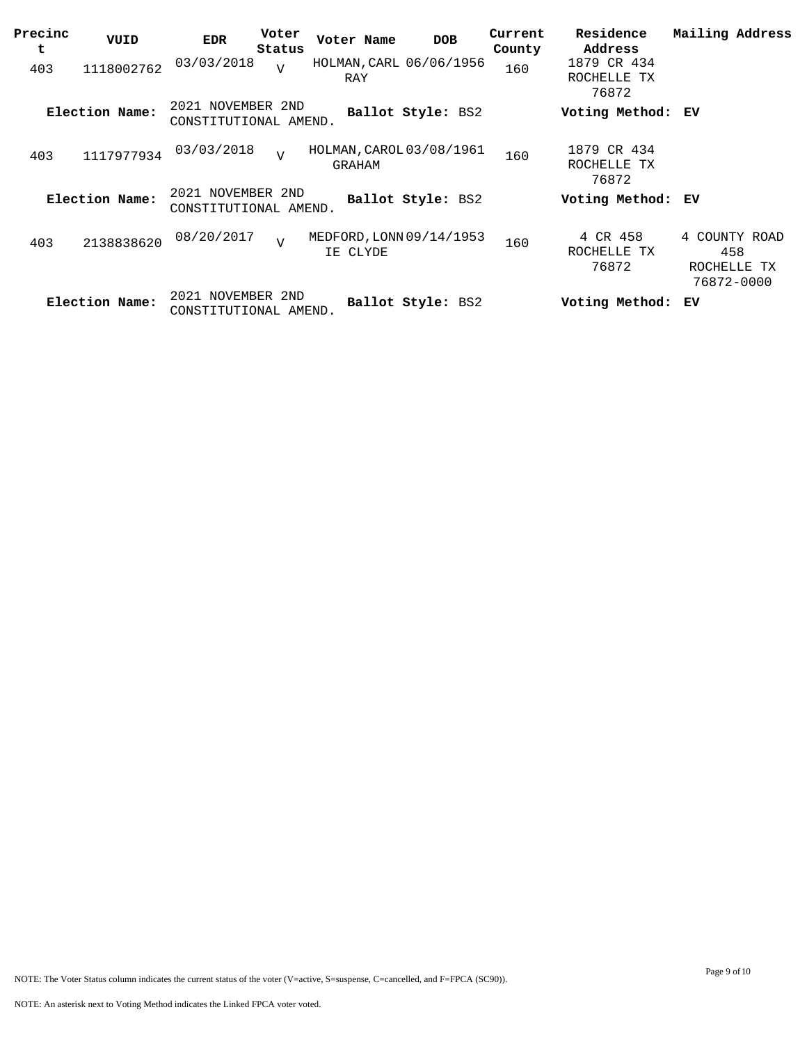| Precinct | VUID | EDR | Voter Status | Voter Name | DOB | Current County | Residence Address | Mailing Address |
|---|---|---|---|---|---|---|---|---|
| 403 | 1118002762 | 03/03/2018 | V | HOLMAN,CARL RAY | 06/06/1956 | 160 | 1879 CR 434 ROCHELLE TX 76872 | |
| **Election Name:** | 2021 NOVEMBER 2ND CONSTITUTIONAL AMEND. | | | **Ballot Style:** BS2 | | | **Voting Method:** EV | |
| 403 | 1117977934 | 03/03/2018 | V | HOLMAN,CAROL GRAHAM | 03/08/1961 | 160 | 1879 CR 434 ROCHELLE TX 76872 | |
| **Election Name:** | 2021 NOVEMBER 2ND CONSTITUTIONAL AMEND. | | | **Ballot Style:** BS2 | | | **Voting Method:** EV | |
| 403 | 2138838620 | 08/20/2017 | V | MEDFORD,LONNIE CLYDE | 09/14/1953 | 160 | 4 CR 458 ROCHELLE TX 76872 | 4 COUNTY ROAD 458 ROCHELLE TX 76872-0000 |
| **Election Name:** | 2021 NOVEMBER 2ND CONSTITUTIONAL AMEND. | | | **Ballot Style:** BS2 | | | **Voting Method:** EV | |

NOTE: The Voter Status column indicates the current status of the voter (V=active, S=suspense, C=cancelled, and F=FPCA (SC90)).

NOTE: An asterisk next to Voting Method indicates the Linked FPCA voter voted.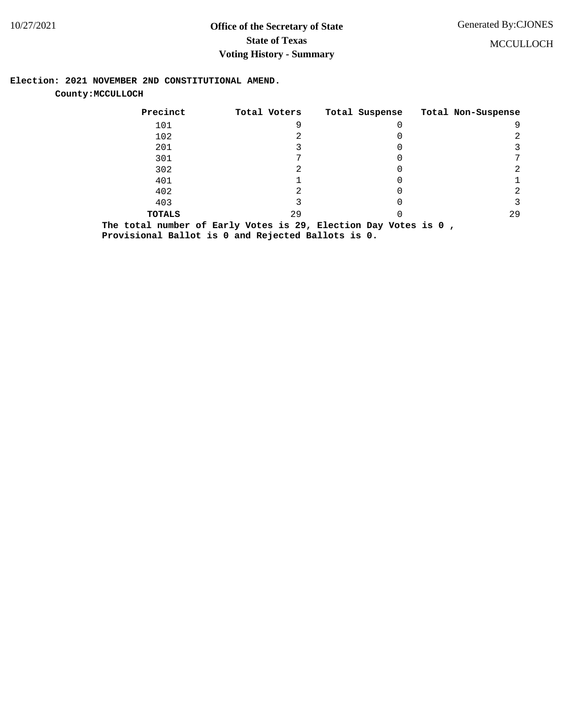**Office of the Secretary of State**

**State of Texas**

**Voting History - Summary**

10/27/2021

Generated By:CJONES

MCCULLOCH

**Election: 2021 NOVEMBER 2ND CONSTITUTIONAL AMEND.**

**County:MCCULLOCH**

| Precinct | Total Voters | Total Suspense | Total Non-Suspense |
|---|---|---|---|
| 101 | 9 | 0 | 9 |
| 102 | 2 | 0 | 2 |
| 201 | 3 | 0 | 3 |
| 301 | 7 | 0 | 7 |
| 302 | 2 | 0 | 2 |
| 401 | 1 | 0 | 1 |
| 402 | 2 | 0 | 2 |
| 403 | 3 | 0 | 3 |
| **TOTALS** | 29 | 0 | 29 |

**The total number of Early Votes is 29, Election Day Votes is 0 , Provisional Ballot is 0 and Rejected Ballots is 0.**